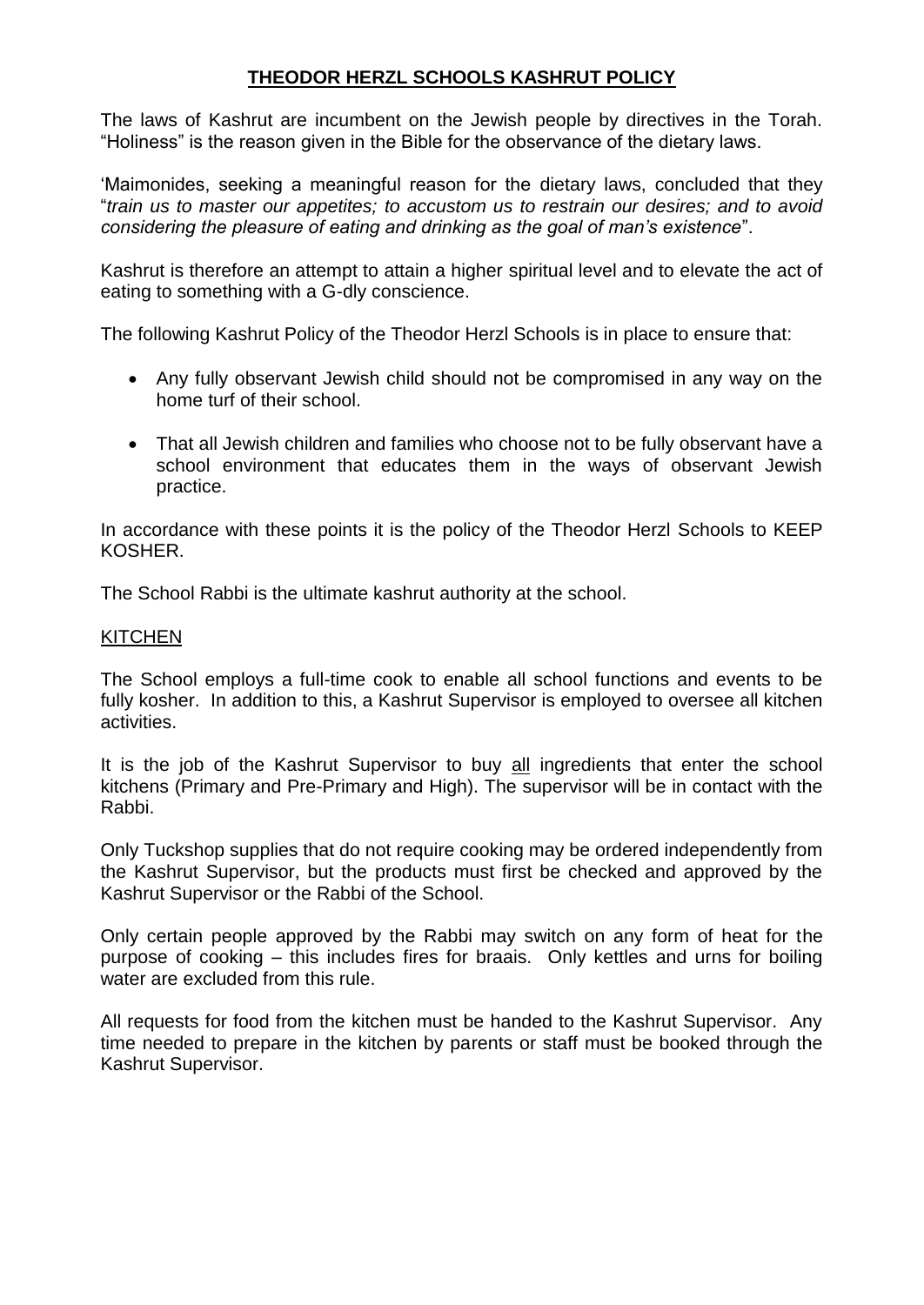# **THEODOR HERZL SCHOOLS KASHRUT POLICY**

The laws of Kashrut are incumbent on the Jewish people by directives in the Torah. "Holiness" is the reason given in the Bible for the observance of the dietary laws.

'Maimonides, seeking a meaningful reason for the dietary laws, concluded that they "*train us to master our appetites; to accustom us to restrain our desires; and to avoid considering the pleasure of eating and drinking as the goal of man's existence*".

Kashrut is therefore an attempt to attain a higher spiritual level and to elevate the act of eating to something with a G-dly conscience.

The following Kashrut Policy of the Theodor Herzl Schools is in place to ensure that:

- Any fully observant Jewish child should not be compromised in any way on the home turf of their school.
- That all Jewish children and families who choose not to be fully observant have a school environment that educates them in the ways of observant Jewish practice.

In accordance with these points it is the policy of the Theodor Herzl Schools to KEEP KOSHER.

The School Rabbi is the ultimate kashrut authority at the school.

## KITCHEN

The School employs a full-time cook to enable all school functions and events to be fully kosher. In addition to this, a Kashrut Supervisor is employed to oversee all kitchen activities.

It is the job of the Kashrut Supervisor to buy all ingredients that enter the school kitchens (Primary and Pre-Primary and High). The supervisor will be in contact with the Rabbi.

Only Tuckshop supplies that do not require cooking may be ordered independently from the Kashrut Supervisor, but the products must first be checked and approved by the Kashrut Supervisor or the Rabbi of the School.

Only certain people approved by the Rabbi may switch on any form of heat for the purpose of cooking – this includes fires for braais. Only kettles and urns for boiling water are excluded from this rule.

All requests for food from the kitchen must be handed to the Kashrut Supervisor. Any time needed to prepare in the kitchen by parents or staff must be booked through the Kashrut Supervisor.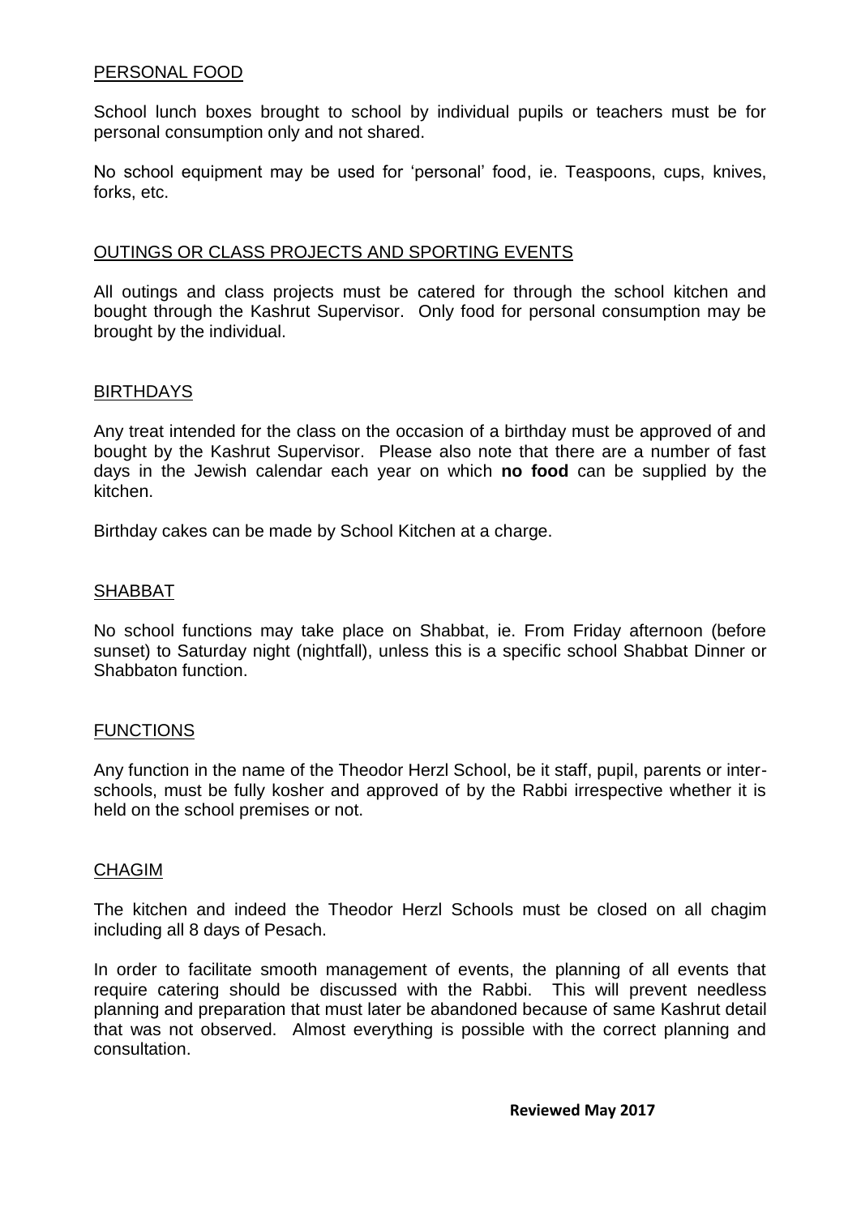## PERSONAL FOOD

School lunch boxes brought to school by individual pupils or teachers must be for personal consumption only and not shared.

No school equipment may be used for 'personal' food, ie. Teaspoons, cups, knives, forks, etc.

## OUTINGS OR CLASS PROJECTS AND SPORTING EVENTS

All outings and class projects must be catered for through the school kitchen and bought through the Kashrut Supervisor. Only food for personal consumption may be brought by the individual.

## BIRTHDAYS

Any treat intended for the class on the occasion of a birthday must be approved of and bought by the Kashrut Supervisor. Please also note that there are a number of fast days in the Jewish calendar each year on which **no food** can be supplied by the kitchen.

Birthday cakes can be made by School Kitchen at a charge.

## SHABBAT

No school functions may take place on Shabbat, ie. From Friday afternoon (before sunset) to Saturday night (nightfall), unless this is a specific school Shabbat Dinner or Shabbaton function.

## FUNCTIONS

Any function in the name of the Theodor Herzl School, be it staff, pupil, parents or inter-schools, must be fully kosher and approved of by the Rabbi irrespective whether it is held on the school premises or not.

## CHAGIM

The kitchen and indeed the Theodor Herzl Schools must be closed on all chagim including all 8 days of Pesach.

In order to facilitate smooth management of events, the planning of all events that require catering should be discussed with the Rabbi. This will prevent needless planning and preparation that must later be abandoned because of same Kashrut detail that was not observed. Almost everything is possible with the correct planning and consultation.

**Reviewed May 2017**